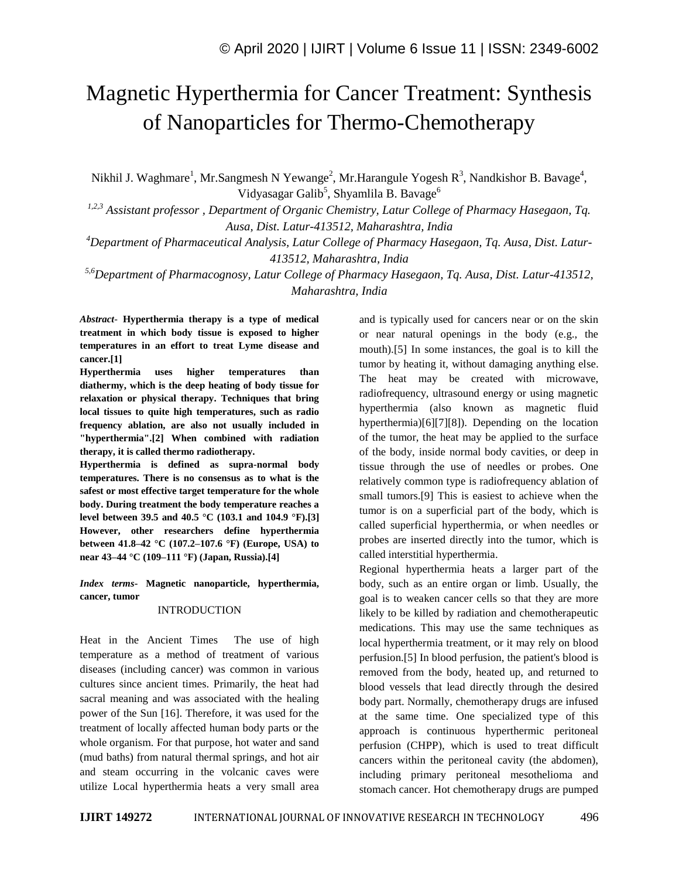# Magnetic Hyperthermia for Cancer Treatment: Synthesis of Nanoparticles for Thermo-Chemotherapy

Nikhil J. Waghmare[1], Mr.Sangmesh N Yewange[2], Mr.Harangule Yogesh R[3], Nandkishor B. Bavage[4], Vidyasagar Galib[5], Shyamlila B. Bavage[6]

*[1,2,3] Assistant professor , Department of Organic Chemistry, Latur College of Pharmacy Hasegaon, Tq. Ausa, Dist. Latur-413512, Maharashtra, India*

*[4]Department of Pharmaceutical Analysis, Latur College of Pharmacy Hasegaon, Tq. Ausa, Dist. Latur-413512, Maharashtra, India*

*[5,6]Department of Pharmacognosy, Latur College of Pharmacy Hasegaon, Tq. Ausa, Dist. Latur-413512, Maharashtra, India*

***Abstract-*** **Hyperthermia therapy is a type of medical treatment in which body tissue is exposed to higher temperatures in an effort to treat Lyme disease and cancer.[1]**

**Hyperthermia uses higher temperatures than diathermy, which is the deep heating of body tissue for relaxation or physical therapy. Techniques that bring local tissues to quite high temperatures, such as radio frequency ablation, are also not usually included in "hyperthermia".[2] When combined with radiation therapy, it is called thermo radiotherapy.**

**Hyperthermia is defined as supra-normal body temperatures. There is no consensus as to what is the safest or most effective target temperature for the whole body. During treatment the body temperature reaches a level between 39.5 and 40.5 °C (103.1 and 104.9 °F).[3] However, other researchers define hyperthermia between 41.8–42 °C (107.2–107.6 °F) (Europe, USA) to near 43–44 °C (109–111 °F) (Japan, Russia).[4]**

***Index terms-*** **Magnetic nanoparticle, hyperthermia, cancer, tumor**

## INTRODUCTION

Heat in the Ancient Times The use of high temperature as a method of treatment of various diseases (including cancer) was common in various cultures since ancient times. Primarily, the heat had sacral meaning and was associated with the healing power of the Sun [16]. Therefore, it was used for the treatment of locally affected human body parts or the whole organism. For that purpose, hot water and sand (mud baths) from natural thermal springs, and hot air and steam occurring in the volcanic caves were utilize Local hyperthermia heats a very small area and is typically used for cancers near or on the skin or near natural openings in the body (e.g., the mouth).[5] In some instances, the goal is to kill the tumor by heating it, without damaging anything else. The heat may be created with microwave, radiofrequency, ultrasound energy or using magnetic hyperthermia (also known as magnetic fluid hyperthermia)[6][7][8]). Depending on the location of the tumor, the heat may be applied to the surface of the body, inside normal body cavities, or deep in tissue through the use of needles or probes. One relatively common type is radiofrequency ablation of small tumors.[9] This is easiest to achieve when the tumor is on a superficial part of the body, which is called superficial hyperthermia, or when needles or probes are inserted directly into the tumor, which is called interstitial hyperthermia.

Regional hyperthermia heats a larger part of the body, such as an entire organ or limb. Usually, the goal is to weaken cancer cells so that they are more likely to be killed by radiation and chemotherapeutic medications. This may use the same techniques as local hyperthermia treatment, or it may rely on blood perfusion.[5] In blood perfusion, the patient's blood is removed from the body, heated up, and returned to blood vessels that lead directly through the desired body part. Normally, chemotherapy drugs are infused at the same time. One specialized type of this approach is continuous hyperthermic peritoneal perfusion (CHPP), which is used to treat difficult cancers within the peritoneal cavity (the abdomen), including primary peritoneal mesothelioma and stomach cancer. Hot chemotherapy drugs are pumped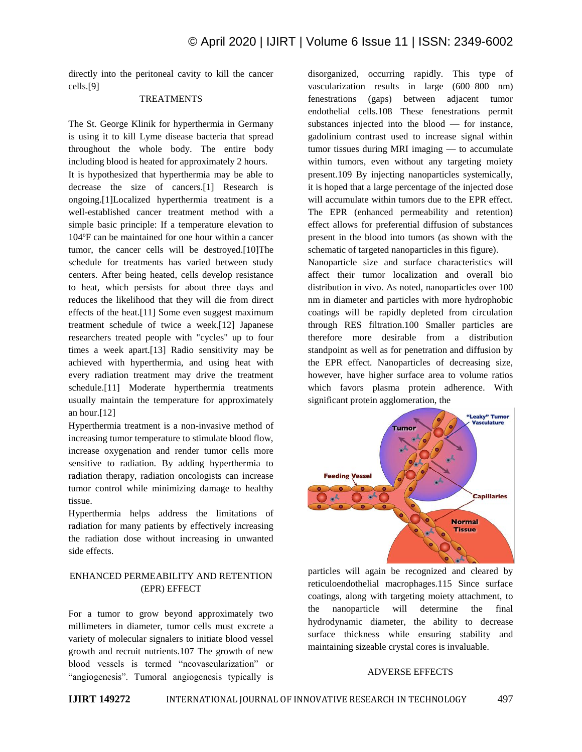directly into the peritoneal cavity to kill the cancer cells.[9]

## TREATMENTS

The St. George Klinik for hyperthermia in Germany is using it to kill Lyme disease bacteria that spread throughout the whole body. The entire body including blood is heated for approximately 2 hours.

It is hypothesized that hyperthermia may be able to decrease the size of cancers.[1] Research is ongoing.[1]Localized hyperthermia treatment is a well-established cancer treatment method with a simple basic principle: If a temperature elevation to 104ºF can be maintained for one hour within a cancer tumor, the cancer cells will be destroyed.[10]The schedule for treatments has varied between study centers. After being heated, cells develop resistance to heat, which persists for about three days and reduces the likelihood that they will die from direct effects of the heat.[11] Some even suggest maximum treatment schedule of twice a week.[12] Japanese researchers treated people with "cycles" up to four times a week apart.[13] Radio sensitivity may be achieved with hyperthermia, and using heat with every radiation treatment may drive the treatment schedule.[11] Moderate hyperthermia treatments usually maintain the temperature for approximately an hour.[12]

Hyperthermia treatment is a non-invasive method of increasing tumor temperature to stimulate blood flow, increase oxygenation and render tumor cells more sensitive to radiation. By adding hyperthermia to radiation therapy, radiation oncologists can increase tumor control while minimizing damage to healthy tissue.

Hyperthermia helps address the limitations of radiation for many patients by effectively increasing the radiation dose without increasing in unwanted side effects.

## ENHANCED PERMEABILITY AND RETENTION (EPR) EFFECT

For a tumor to grow beyond approximately two millimeters in diameter, tumor cells must excrete a variety of molecular signalers to initiate blood vessel growth and recruit nutrients.107 The growth of new blood vessels is termed "neovascularization" or "angiogenesis". Tumoral angiogenesis typically is disorganized, occurring rapidly. This type of vascularization results in large (600–800 nm) fenestrations (gaps) between adjacent tumor endothelial cells.108 These fenestrations permit substances injected into the blood — for instance, gadolinium contrast used to increase signal within tumor tissues during MRI imaging — to accumulate within tumors, even without any targeting moiety present.109 By injecting nanoparticles systemically, it is hoped that a large percentage of the injected dose will accumulate within tumors due to the EPR effect. The EPR (enhanced permeability and retention) effect allows for preferential diffusion of substances present in the blood into tumors (as shown with the schematic of targeted nanoparticles in this figure).

Nanoparticle size and surface characteristics will affect their tumor localization and overall bio distribution in vivo. As noted, nanoparticles over 100 nm in diameter and particles with more hydrophobic coatings will be rapidly depleted from circulation through RES filtration.100 Smaller particles are therefore more desirable from a distribution standpoint as well as for penetration and diffusion by the EPR effect. Nanoparticles of decreasing size, however, have higher surface area to volume ratios which favors plasma protein adherence. With significant protein agglomeration, the particles will again be recognized and cleared by reticuloendothelial macrophages.115 Since surface coatings, along with targeting moiety attachment, to the nanoparticle will determine the final hydrodynamic diameter, the ability to decrease surface thickness while ensuring stability and maintaining sizeable crystal cores is invaluable.

## ADVERSE EFFECTS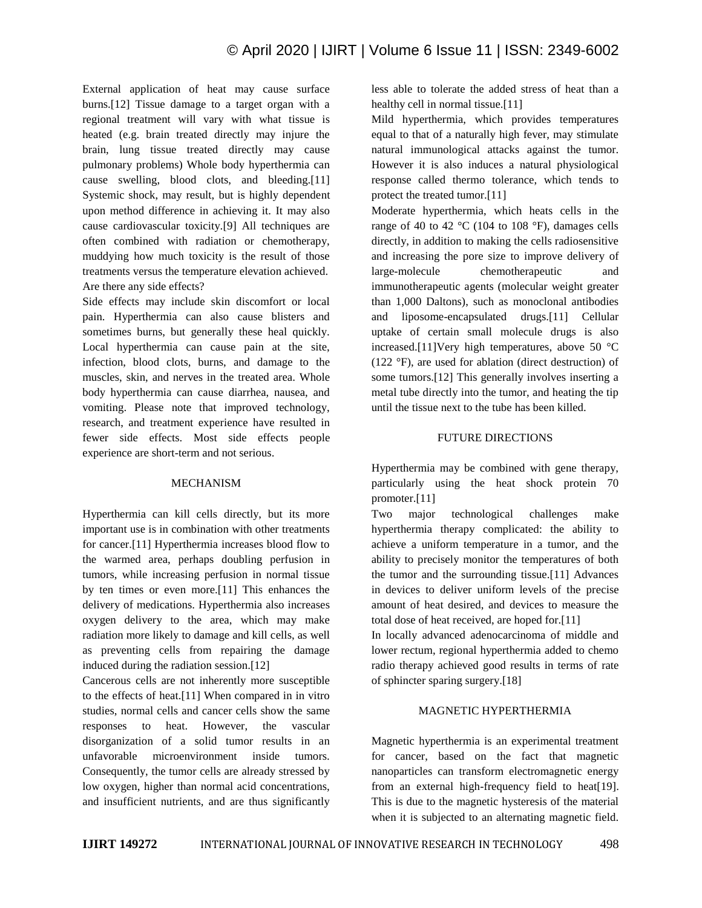External application of heat may cause surface burns.[12] Tissue damage to a target organ with a regional treatment will vary with what tissue is heated (e.g. brain treated directly may injure the brain, lung tissue treated directly may cause pulmonary problems) Whole body hyperthermia can cause swelling, blood clots, and bleeding.[11] Systemic shock, may result, but is highly dependent upon method difference in achieving it. It may also cause cardiovascular toxicity.[9] All techniques are often combined with radiation or chemotherapy, muddying how much toxicity is the result of those treatments versus the temperature elevation achieved.

Are there any side effects?

Side effects may include skin discomfort or local pain. Hyperthermia can also cause blisters and sometimes burns, but generally these heal quickly. Local hyperthermia can cause pain at the site, infection, blood clots, burns, and damage to the muscles, skin, and nerves in the treated area. Whole body hyperthermia can cause diarrhea, nausea, and vomiting. Please note that improved technology, research, and treatment experience have resulted in fewer side effects. Most side effects people experience are short-term and not serious.

## MECHANISM

Hyperthermia can kill cells directly, but its more important use is in combination with other treatments for cancer.[11] Hyperthermia increases blood flow to the warmed area, perhaps doubling perfusion in tumors, while increasing perfusion in normal tissue by ten times or even more.[11] This enhances the delivery of medications. Hyperthermia also increases oxygen delivery to the area, which may make radiation more likely to damage and kill cells, as well as preventing cells from repairing the damage induced during the radiation session.[12]

Cancerous cells are not inherently more susceptible to the effects of heat.[11] When compared in in vitro studies, normal cells and cancer cells show the same responses to heat. However, the vascular disorganization of a solid tumor results in an unfavorable microenvironment inside tumors. Consequently, the tumor cells are already stressed by low oxygen, higher than normal acid concentrations, and insufficient nutrients, and are thus significantly less able to tolerate the added stress of heat than a healthy cell in normal tissue.[11]

Mild hyperthermia, which provides temperatures equal to that of a naturally high fever, may stimulate natural immunological attacks against the tumor. However it is also induces a natural physiological response called thermo tolerance, which tends to protect the treated tumor.[11]

Moderate hyperthermia, which heats cells in the range of 40 to 42 °C (104 to 108 °F), damages cells directly, in addition to making the cells radiosensitive and increasing the pore size to improve delivery of large-molecule chemotherapeutic and immunotherapeutic agents (molecular weight greater than 1,000 Daltons), such as monoclonal antibodies and liposome-encapsulated drugs.[11] Cellular uptake of certain small molecule drugs is also increased.[11]Very high temperatures, above 50 °C (122 °F), are used for ablation (direct destruction) of some tumors.[12] This generally involves inserting a metal tube directly into the tumor, and heating the tip until the tissue next to the tube has been killed.

## FUTURE DIRECTIONS

Hyperthermia may be combined with gene therapy, particularly using the heat shock protein 70 promoter.[11]

Two major technological challenges make hyperthermia therapy complicated: the ability to achieve a uniform temperature in a tumor, and the ability to precisely monitor the temperatures of both the tumor and the surrounding tissue.[11] Advances in devices to deliver uniform levels of the precise amount of heat desired, and devices to measure the total dose of heat received, are hoped for.[11]

In locally advanced adenocarcinoma of middle and lower rectum, regional hyperthermia added to chemo radio therapy achieved good results in terms of rate of sphincter sparing surgery.[18]

## MAGNETIC HYPERTHERMIA

Magnetic hyperthermia is an experimental treatment for cancer, based on the fact that magnetic nanoparticles can transform electromagnetic energy from an external high-frequency field to heat[19]. This is due to the magnetic hysteresis of the material when it is subjected to an alternating magnetic field.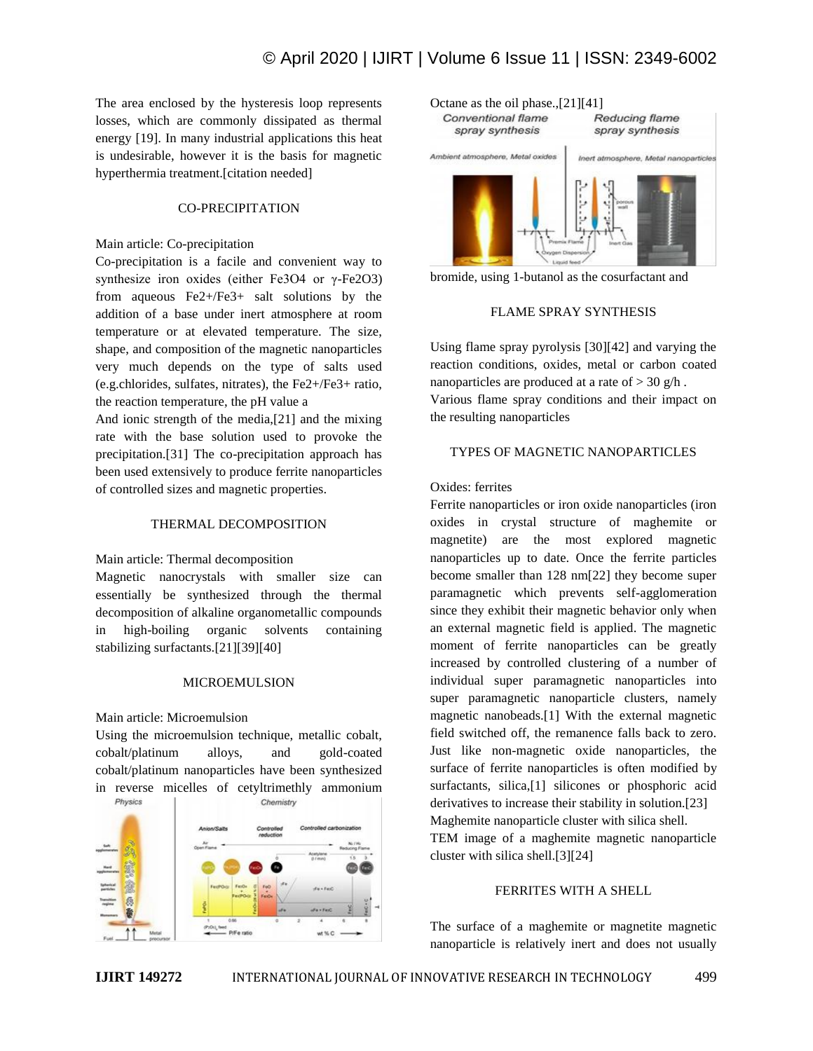The area enclosed by the hysteresis loop represents losses, which are commonly dissipated as thermal energy [19]. In many industrial applications this heat is undesirable, however it is the basis for magnetic hyperthermia treatment.[citation needed]

## CO-PRECIPITATION

Main article: Co-precipitation

Co-precipitation is a facile and convenient way to synthesize iron oxides (either $Fe_3O_4$ or γ-$Fe_2O_3$) from aqueous $Fe^{2+}$/$Fe^{3+}$ salt solutions by the addition of a base under inert atmosphere at room temperature or at elevated temperature. The size, shape, and composition of the magnetic nanoparticles very much depends on the type of salts used (e.g.chlorides, sulfates, nitrates), the $Fe^{2+}$/$Fe^{3+}$ ratio, the reaction temperature, the pH value a

And ionic strength of the media,[21] and the mixing rate with the base solution used to provoke the precipitation.[31] The co-precipitation approach has been used extensively to produce ferrite nanoparticles of controlled sizes and magnetic properties.

## THERMAL DECOMPOSITION

Main article: Thermal decomposition

Magnetic nanocrystals with smaller size can essentially be synthesized through the thermal decomposition of alkaline organometallic compounds in high-boiling organic solvents containing stabilizing surfactants.[21][39][40]

## MICROEMULSION

Main article: Microemulsion

Using the microemulsion technique, metallic cobalt, cobalt/platinum alloys, and gold-coated cobalt/platinum nanoparticles have been synthesized in reverse micelles of cetyltrimethly ammonium bromide, using 1-butanol as the cosurfactant and Octane as the oil phase.,[21][41]

## FLAME SPRAY SYNTHESIS

Using flame spray pyrolysis [30][42] and varying the reaction conditions, oxides, metal or carbon coated nanoparticles are produced at a rate of > 30 g/h .

Various flame spray conditions and their impact on the resulting nanoparticles

## TYPES OF MAGNETIC NANOPARTICLES

Oxides: ferrites

Ferrite nanoparticles or iron oxide nanoparticles (iron oxides in crystal structure of maghemite or magnetite) are the most explored magnetic nanoparticles up to date. Once the ferrite particles become smaller than 128 nm[22] they become super paramagnetic which prevents self-agglomeration since they exhibit their magnetic behavior only when an external magnetic field is applied. The magnetic moment of ferrite nanoparticles can be greatly increased by controlled clustering of a number of individual super paramagnetic nanoparticles into super paramagnetic nanoparticle clusters, namely magnetic nanobeads.[1] With the external magnetic field switched off, the remanence falls back to zero. Just like non-magnetic oxide nanoparticles, the surface of ferrite nanoparticles is often modified by surfactants, silica,[1] silicones or phosphoric acid derivatives to increase their stability in solution.[23]

Maghemite nanoparticle cluster with silica shell.

TEM image of a maghemite magnetic nanoparticle cluster with silica shell.[3][24]

## FERRITES WITH A SHELL

The surface of a maghemite or magnetite magnetic nanoparticle is relatively inert and does not usually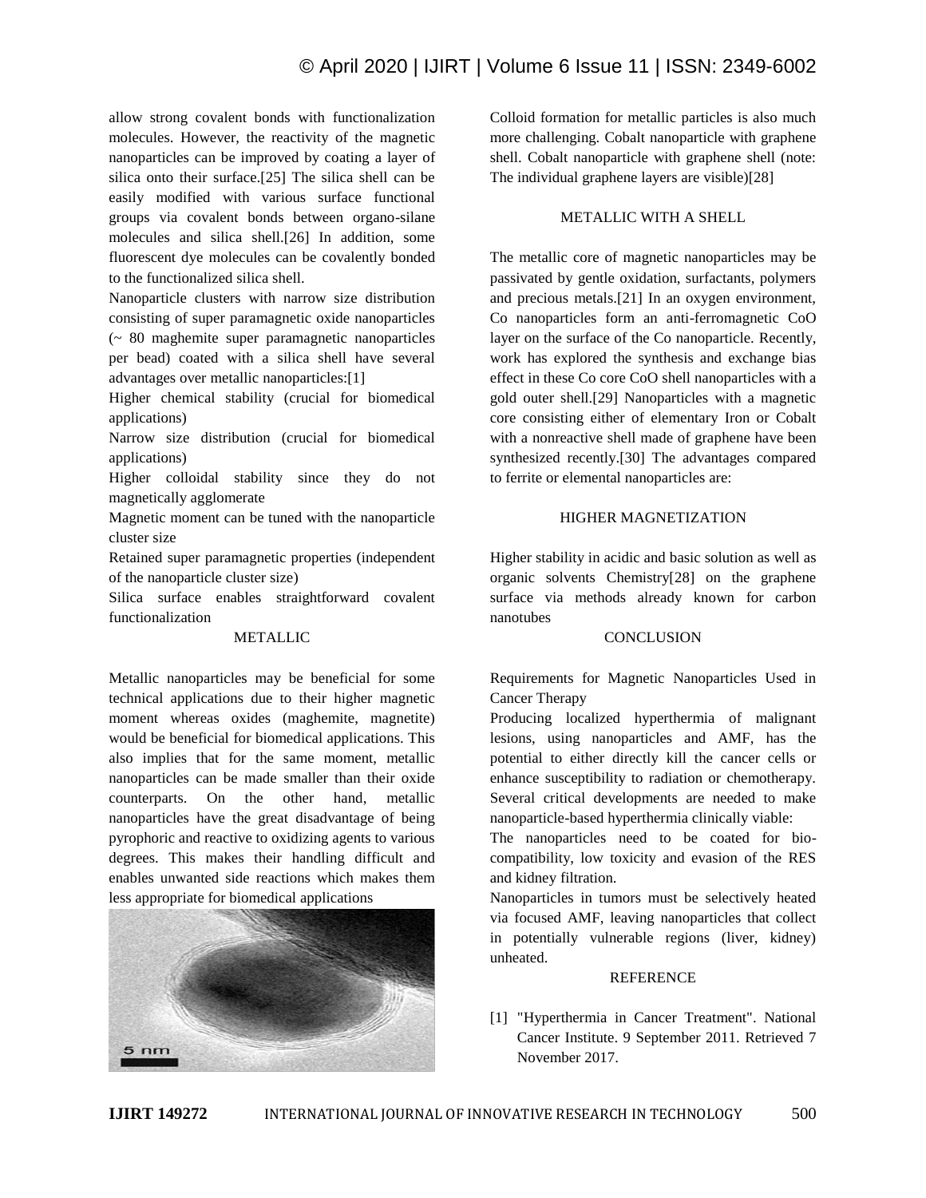allow strong covalent bonds with functionalization molecules. However, the reactivity of the magnetic nanoparticles can be improved by coating a layer of silica onto their surface.[25] The silica shell can be easily modified with various surface functional groups via covalent bonds between organo-silane molecules and silica shell.[26] In addition, some fluorescent dye molecules can be covalently bonded to the functionalized silica shell.

Nanoparticle clusters with narrow size distribution consisting of super paramagnetic oxide nanoparticles (~ 80 maghemite super paramagnetic nanoparticles per bead) coated with a silica shell have several advantages over metallic nanoparticles:[1]

Higher chemical stability (crucial for biomedical applications)

Narrow size distribution (crucial for biomedical applications)

Higher colloidal stability since they do not magnetically agglomerate

Magnetic moment can be tuned with the nanoparticle cluster size

Retained super paramagnetic properties (independent of the nanoparticle cluster size)

Silica surface enables straightforward covalent functionalization

## METALLIC

Metallic nanoparticles may be beneficial for some technical applications due to their higher magnetic moment whereas oxides (maghemite, magnetite) would be beneficial for biomedical applications. This also implies that for the same moment, metallic nanoparticles can be made smaller than their oxide counterparts. On the other hand, metallic nanoparticles have the great disadvantage of being pyrophoric and reactive to oxidizing agents to various degrees. This makes their handling difficult and enables unwanted side reactions which makes them less appropriate for biomedical applications

Colloid formation for metallic particles is also much more challenging. Cobalt nanoparticle with graphene shell. Cobalt nanoparticle with graphene shell (note: The individual graphene layers are visible)[28]

## METALLIC WITH A SHELL

The metallic core of magnetic nanoparticles may be passivated by gentle oxidation, surfactants, polymers and precious metals.[21] In an oxygen environment, Co nanoparticles form an anti-ferromagnetic CoO layer on the surface of the Co nanoparticle. Recently, work has explored the synthesis and exchange bias effect in these Co core CoO shell nanoparticles with a gold outer shell.[29] Nanoparticles with a magnetic core consisting either of elementary Iron or Cobalt with a nonreactive shell made of graphene have been synthesized recently.[30] The advantages compared to ferrite or elemental nanoparticles are:

## HIGHER MAGNETIZATION

Higher stability in acidic and basic solution as well as organic solvents Chemistry[28] on the graphene surface via methods already known for carbon nanotubes

## CONCLUSION

Requirements for Magnetic Nanoparticles Used in Cancer Therapy

Producing localized hyperthermia of malignant lesions, using nanoparticles and AMF, has the potential to either directly kill the cancer cells or enhance susceptibility to radiation or chemotherapy. Several critical developments are needed to make nanoparticle-based hyperthermia clinically viable:

The nanoparticles need to be coated for bio-compatibility, low toxicity and evasion of the RES and kidney filtration.

Nanoparticles in tumors must be selectively heated via focused AMF, leaving nanoparticles that collect in potentially vulnerable regions (liver, kidney) unheated.

## REFERENCE

[1] "Hyperthermia in Cancer Treatment". National Cancer Institute. 9 September 2011. Retrieved 7 November 2017.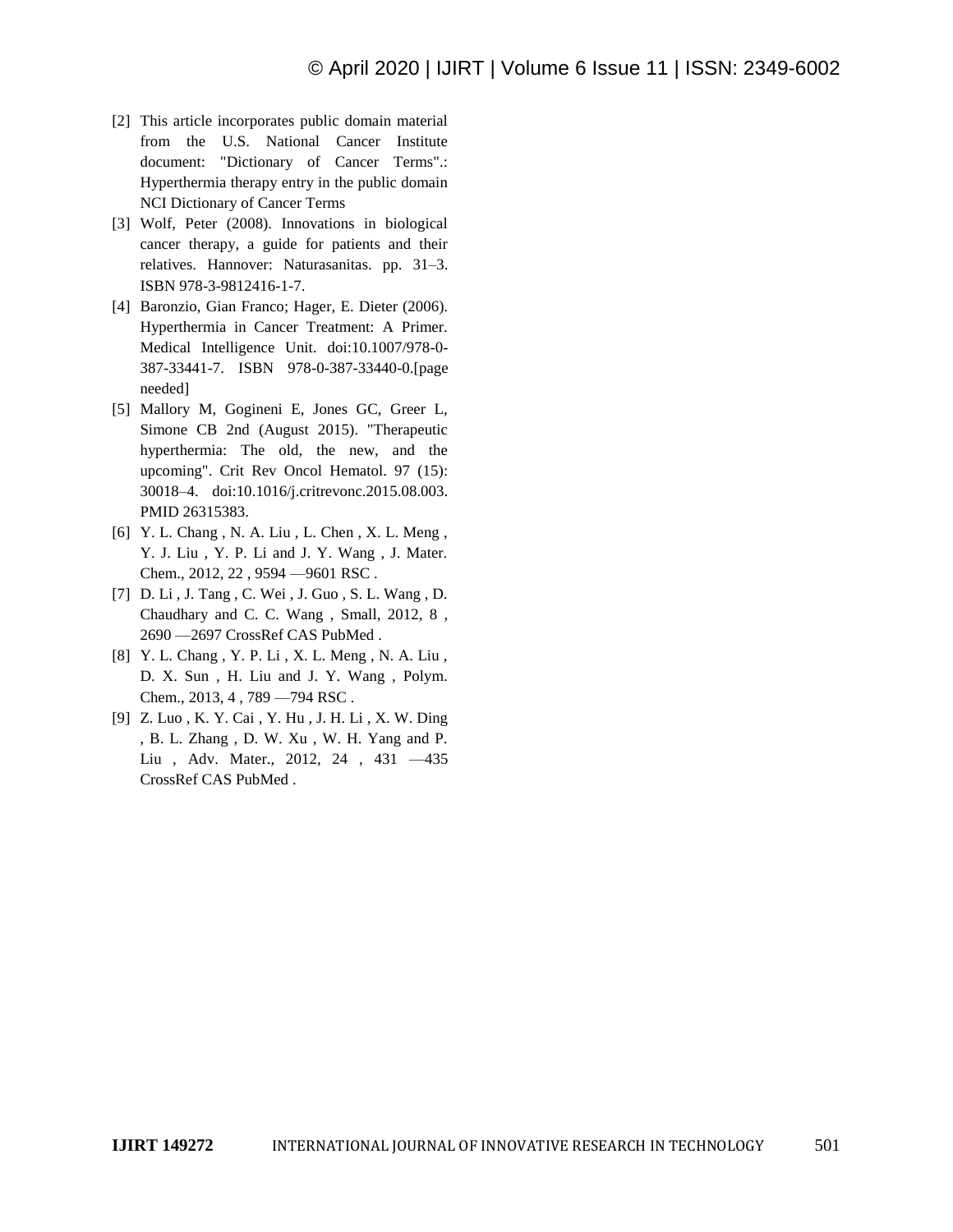[2] This article incorporates public domain material from the U.S. National Cancer Institute document: "Dictionary of Cancer Terms".: Hyperthermia therapy entry in the public domain NCI Dictionary of Cancer Terms

[3] Wolf, Peter (2008). Innovations in biological cancer therapy, a guide for patients and their relatives. Hannover: Naturasanitas. pp. 31–3. ISBN 978-3-9812416-1-7.

[4] Baronzio, Gian Franco; Hager, E. Dieter (2006). Hyperthermia in Cancer Treatment: A Primer. Medical Intelligence Unit. doi:10.1007/978-0-387-33441-7. ISBN 978-0-387-33440-0.[page needed]

[5] Mallory M, Gogineni E, Jones GC, Greer L, Simone CB 2nd (August 2015). "Therapeutic hyperthermia: The old, the new, and the upcoming". Crit Rev Oncol Hematol. 97 (15): 30018–4. doi:10.1016/j.critrevonc.2015.08.003. PMID 26315383.

[6] Y. L. Chang , N. A. Liu , L. Chen , X. L. Meng , Y. J. Liu , Y. P. Li and J. Y. Wang , J. Mater. Chem., 2012, 22 , 9594 —9601 RSC .

[7] D. Li , J. Tang , C. Wei , J. Guo , S. L. Wang , D. Chaudhary and C. C. Wang , Small, 2012, 8 , 2690 —2697 CrossRef CAS PubMed .

[8] Y. L. Chang , Y. P. Li , X. L. Meng , N. A. Liu , D. X. Sun , H. Liu and J. Y. Wang , Polym. Chem., 2013, 4 , 789 —794 RSC .

[9] Z. Luo , K. Y. Cai , Y. Hu , J. H. Li , X. W. Ding , B. L. Zhang , D. W. Xu , W. H. Yang and P. Liu , Adv. Mater., 2012, 24 , 431 —435 CrossRef CAS PubMed .